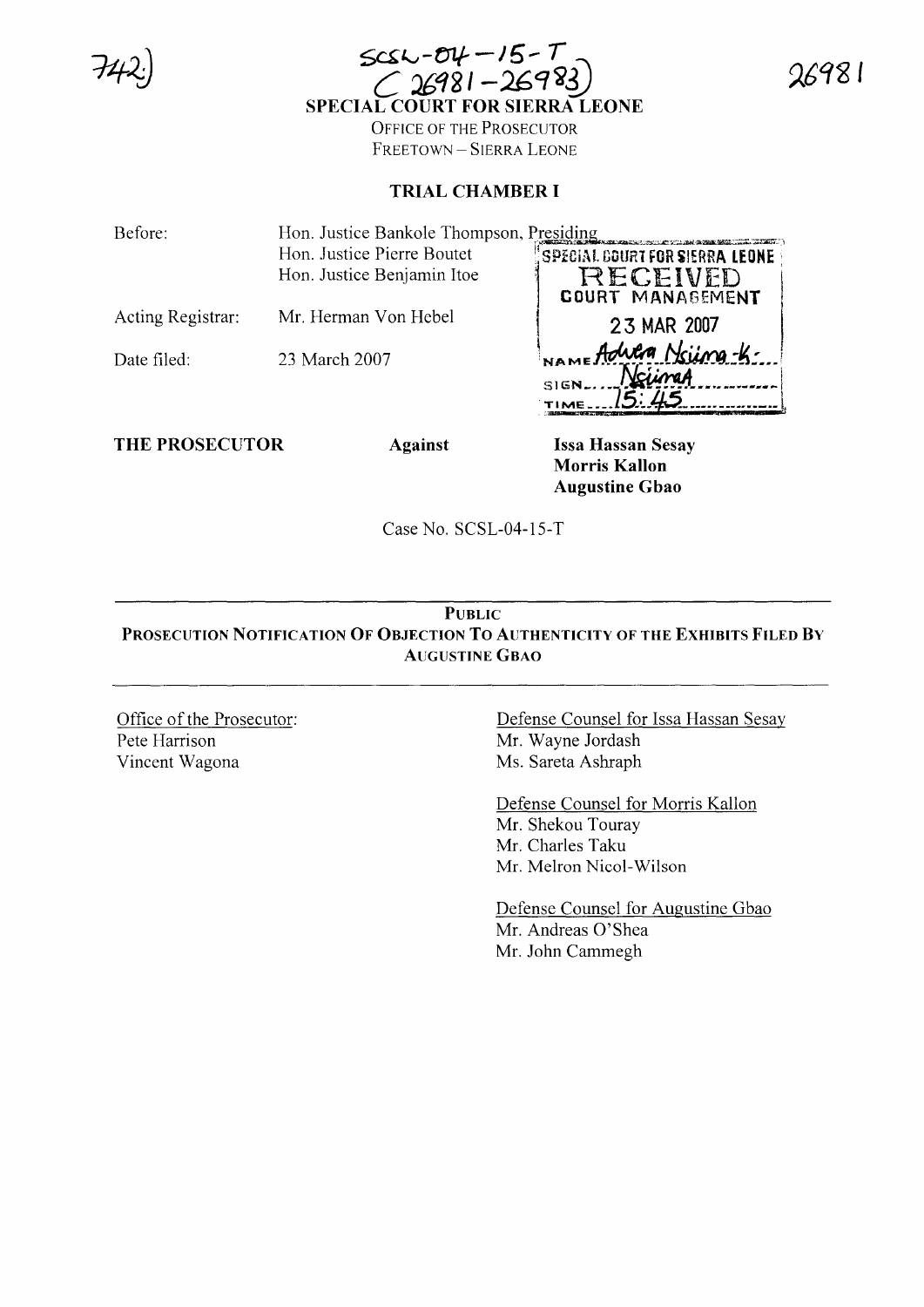742)

SCSL-04-15-T
(26981-26983)

26981

**SPECIAL COURT FOR SIERRA LEONE**

OFFICE OF THE PROSECUTOR
FREETOWN – SIERRA LEONE

**TRIAL CHAMBER I**

| | |
|---|---|
| Before: | Hon. Justice Bankole Thompson, Presiding<br>Hon. Justice Pierre Boutet<br>Hon. Justice Benjamin Itoe |
| Acting Registrar: | Mr. Herman Von Hebel |
| Date filed: | 23 March 2007 |

SPECIAL COURT FOR SIERRA LEONE
RECEIVED
COURT MANAGEMENT
23 MAR 2007
NAME Advera Nsiima-K.
SIGN Nsiima
TIME 15:45

**THE PROSECUTOR** **Against** **Issa Hassan Sesay**
**Morris Kallon**
**Augustine Gbao**

Case No. SCSL-04-15-T

---

**PUBLIC**

**PROSECUTION NOTIFICATION OF OBJECTION TO AUTHENTICITY OF THE EXHIBITS FILED BY AUGUSTINE GBAO**

---

Office of the Prosecutor:
Pete Harrison
Vincent Wagona

Defense Counsel for Issa Hassan Sesay
Mr. Wayne Jordash
Ms. Sareta Ashraph

Defense Counsel for Morris Kallon
Mr. Shekou Touray
Mr. Charles Taku
Mr. Melron Nicol-Wilson

Defense Counsel for Augustine Gbao
Mr. Andreas O'Shea
Mr. John Cammegh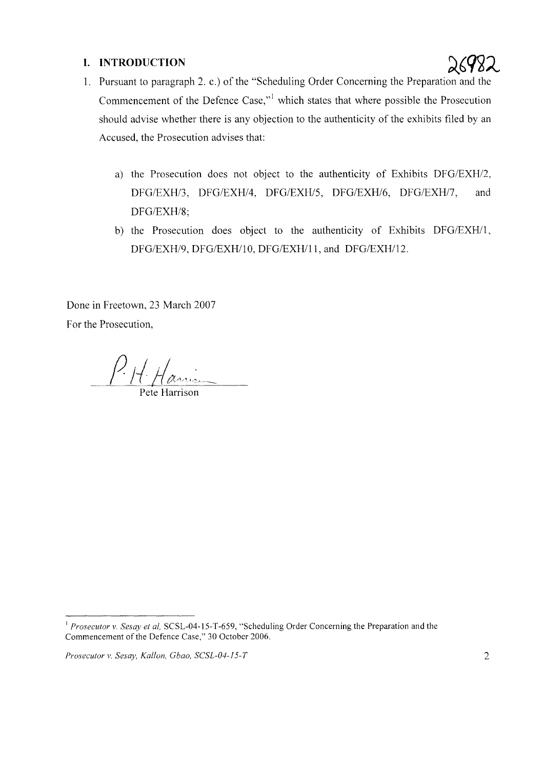## I. INTRODUCTION

1. Pursuant to paragraph 2. c.) of the "Scheduling Order Concerning the Preparation and the Commencement of the Defence Case,"[1] which states that where possible the Prosecution should advise whether there is any objection to the authenticity of the exhibits filed by an Accused, the Prosecution advises that:

   a) the Prosecution does not object to the authenticity of Exhibits DFG/EXH/2, DFG/EXH/3, DFG/EXH/4, DFG/EXH/5, DFG/EXH/6, DFG/EXH/7, and DFG/EXH/8;

   b) the Prosecution does object to the authenticity of Exhibits DFG/EXH/1, DFG/EXH/9, DFG/EXH/10, DFG/EXH/11, and DFG/EXH/12.

Done in Freetown, 23 March 2007

For the Prosecution,

P. H. Harrison

Pete Harrison

---

[1] *Prosecutor v. Sesay et al*, SCSL-04-15-T-659, "Scheduling Order Concerning the Preparation and the Commencement of the Defence Case," 30 October 2006.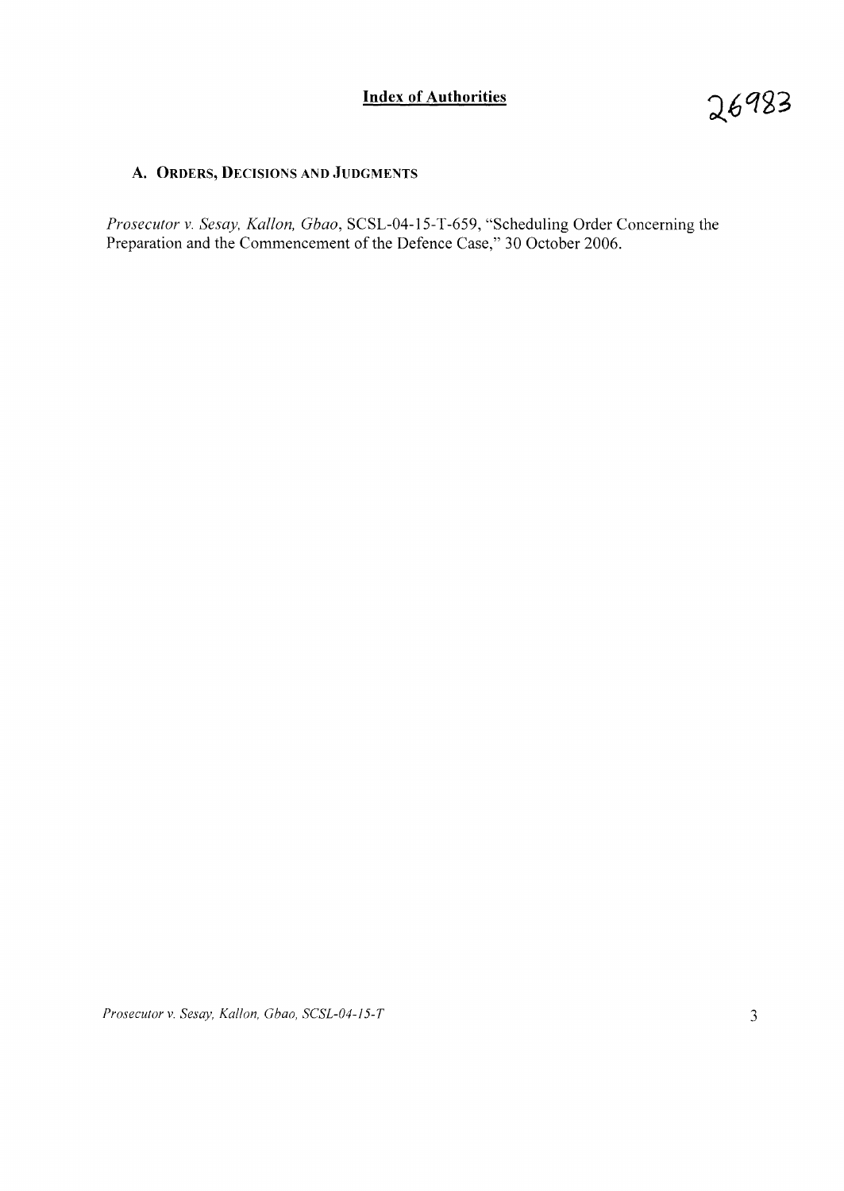## Index of Authorities

### A. Orders, Decisions and Judgments

*Prosecutor v. Sesay, Kallon, Gbao*, SCSL-04-15-T-659, "Scheduling Order Concerning the Preparation and the Commencement of the Defence Case," 30 October 2006.